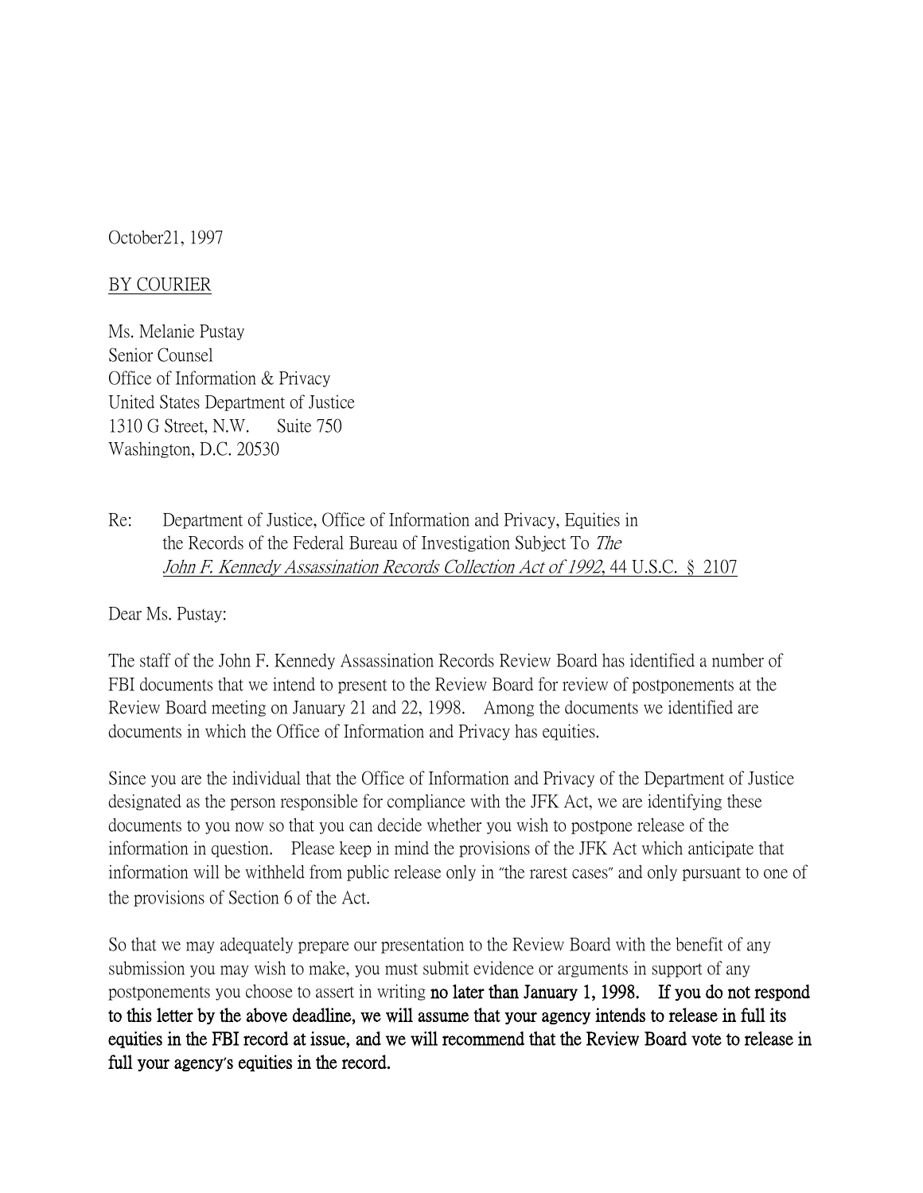October21, 1997

BY COURIER

Ms. Melanie Pustay
Senior Counsel
Office of Information & Privacy
United States Department of Justice
1310 G Street, N.W.    Suite 750
Washington, D.C. 20530

Re: Department of Justice, Office of Information and Privacy, Equities in the Records of the Federal Bureau of Investigation Subject To *The John F. Kennedy Assassination Records Collection Act of 1992*, 44 U.S.C. § 2107

Dear Ms. Pustay:

The staff of the John F. Kennedy Assassination Records Review Board has identified a number of FBI documents that we intend to present to the Review Board for review of postponements at the Review Board meeting on January 21 and 22, 1998. Among the documents we identified are documents in which the Office of Information and Privacy has equities.

Since you are the individual that the Office of Information and Privacy of the Department of Justice designated as the person responsible for compliance with the JFK Act, we are identifying these documents to you now so that you can decide whether you wish to postpone release of the information in question. Please keep in mind the provisions of the JFK Act which anticipate that information will be withheld from public release only in "the rarest cases" and only pursuant to one of the provisions of Section 6 of the Act.

So that we may adequately prepare our presentation to the Review Board with the benefit of any submission you may wish to make, you must submit evidence or arguments in support of any postponements you choose to assert in writing **no later than January 1, 1998. If you do not respond to this letter by the above deadline, we will assume that your agency intends to release in full its equities in the FBI record at issue, and we will recommend that the Review Board vote to release in full your agency's equities in the record.**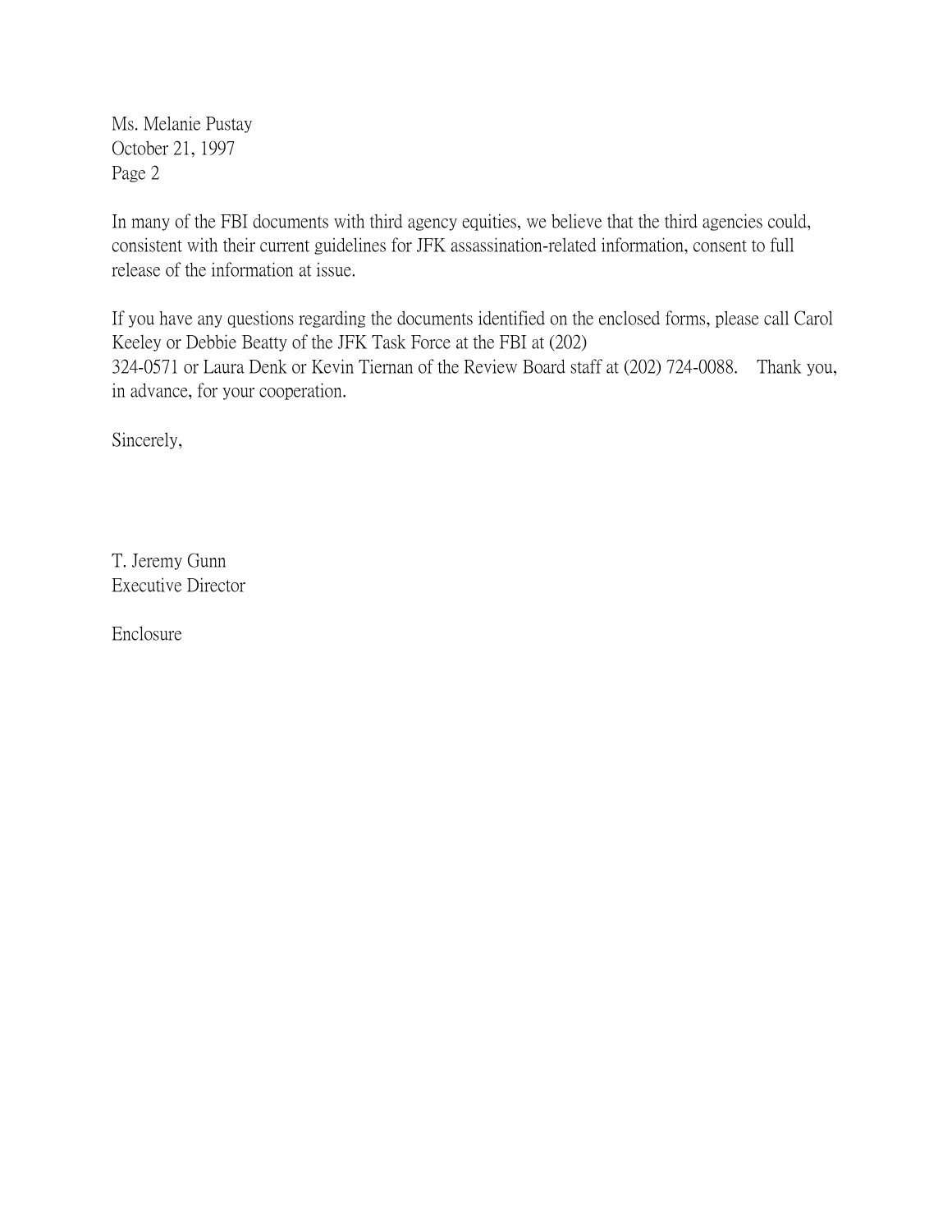Ms. Melanie Pustay
October 21, 1997
Page 2

In many of the FBI documents with third agency equities, we believe that the third agencies could, consistent with their current guidelines for JFK assassination-related information, consent to full release of the information at issue.

If you have any questions regarding the documents identified on the enclosed forms, please call Carol Keeley or Debbie Beatty of the JFK Task Force at the FBI at (202) 324-0571 or Laura Denk or Kevin Tiernan of the Review Board staff at (202) 724-0088. Thank you, in advance, for your cooperation.

Sincerely,

T. Jeremy Gunn
Executive Director

Enclosure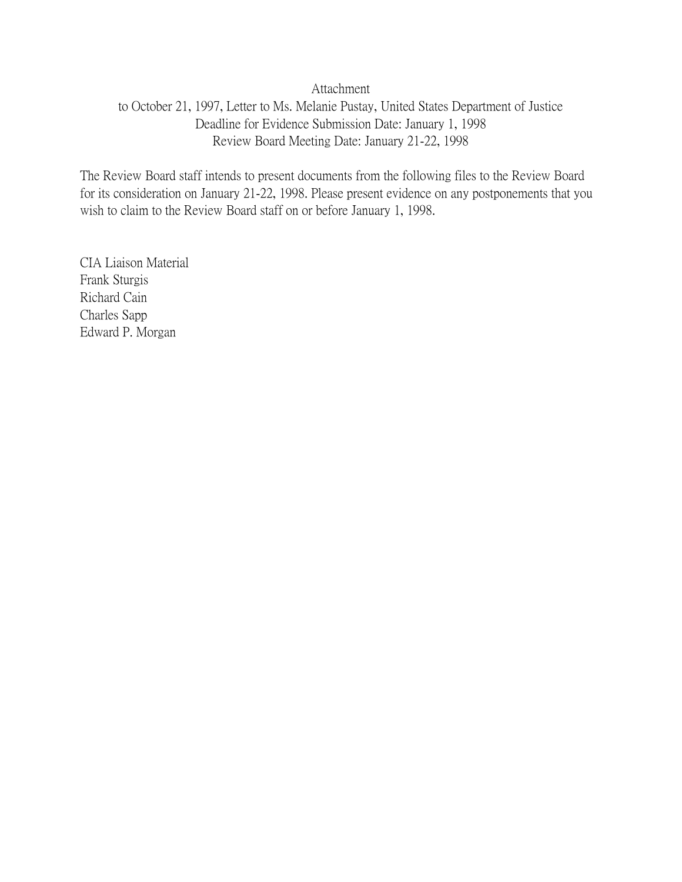Attachment

to October 21, 1997, Letter to Ms. Melanie Pustay, United States Department of Justice

Deadline for Evidence Submission Date: January 1, 1998

Review Board Meeting Date: January 21-22, 1998

The Review Board staff intends to present documents from the following files to the Review Board for its consideration on January 21-22, 1998. Please present evidence on any postponements that you wish to claim to the Review Board staff on or before January 1, 1998.

CIA Liaison Material
Frank Sturgis
Richard Cain
Charles Sapp
Edward P. Morgan